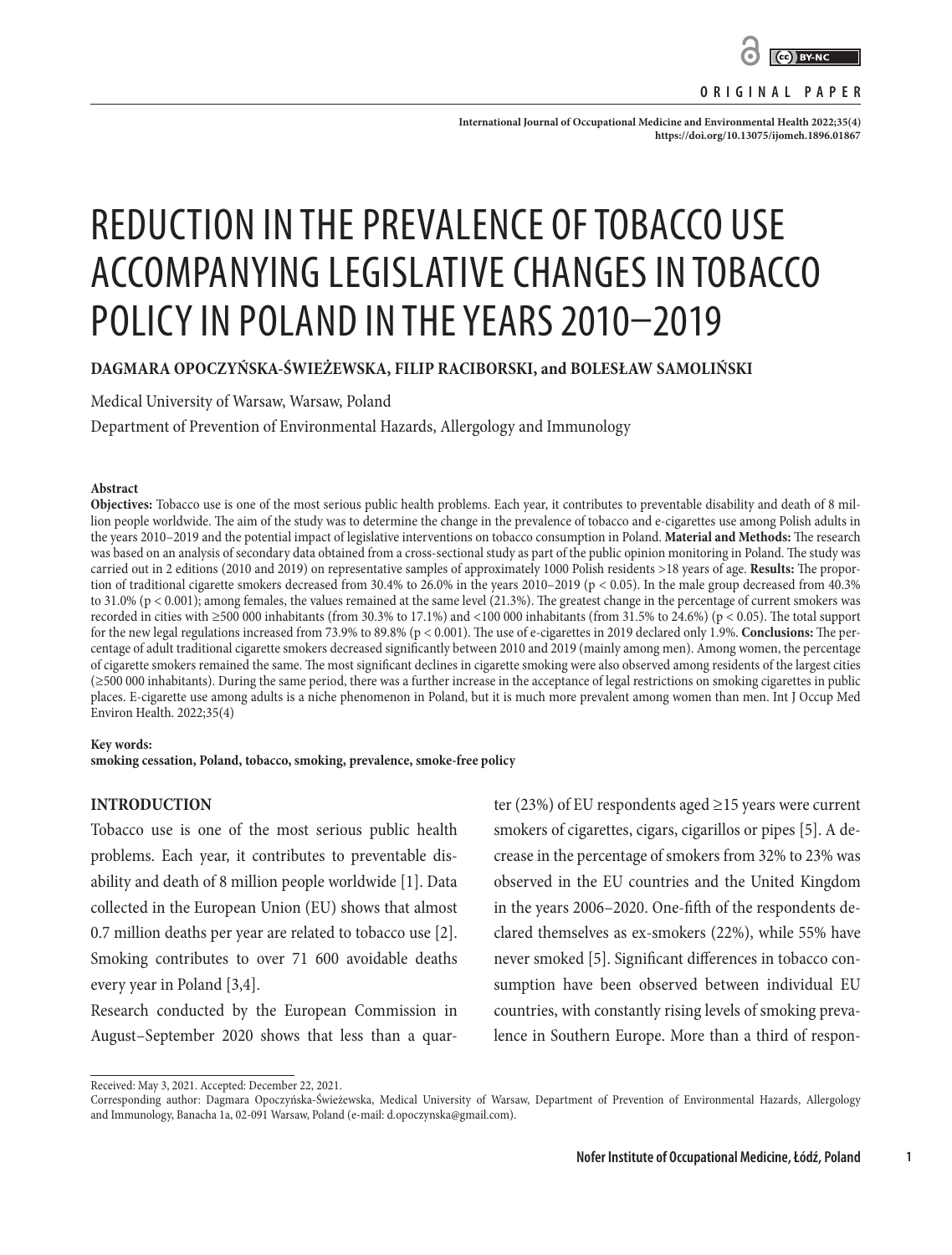ORIGINAL PAPER

# REDUCTION IN THE PREVALENCE OF TOBACCO USE ACCOMPANYING LEGISLATIVE CHANGES IN TOBACCO POLICY IN POLAND IN THE YEARS 2010–2019

**DAGMARA OPOCZYŃSKA-ŚWIEŻEWSKA, FILIP RACIBORSKI, and BOLESŁAW SAMOLIŃSKI**

Medical University of Warsaw, Warsaw, Poland

Department of Prevention of Environmental Hazards, Allergology and Immunology

**Abstract**

**Objectives:** Tobacco use is one of the most serious public health problems. Each year, it contributes to preventable disability and death of 8 million people worldwide. The aim of the study was to determine the change in the prevalence of tobacco and e-cigarettes use among Polish adults in the years 2010–2019 and the potential impact of legislative interventions on tobacco consumption in Poland. **Material and Methods:** The research was based on an analysis of secondary data obtained from a cross-sectional study as part of the public opinion monitoring in Poland. The study was carried out in 2 editions (2010 and 2019) on representative samples of approximately 1000 Polish residents >18 years of age. **Results:** The proportion of traditional cigarette smokers decreased from 30.4% to 26.0% in the years 2010–2019 ($p < 0.05$). In the male group decreased from 40.3% to 31.0% ($p < 0.001$); among females, the values remained at the same level (21.3%). The greatest change in the percentage of current smokers was recorded in cities with ≥500 000 inhabitants (from 30.3% to 17.1%) and <100 000 inhabitants (from 31.5% to 24.6%) ($p < 0.05$). The total support for the new legal regulations increased from 73.9% to 89.8% ($p < 0.001$). The use of e-cigarettes in 2019 declared only 1.9%. **Conclusions:** The percentage of adult traditional cigarette smokers decreased significantly between 2010 and 2019 (mainly among men). Among women, the percentage of cigarette smokers remained the same. The most significant declines in cigarette smoking were also observed among residents of the largest cities (≥500 000 inhabitants). During the same period, there was a further increase in the acceptance of legal restrictions on smoking cigarettes in public places. E-cigarette use among adults is a niche phenomenon in Poland, but it is much more prevalent among women than men. Int J Occup Med Environ Health. 2022;35(4)

**Key words:**
**smoking cessation, Poland, tobacco, smoking, prevalence, smoke-free policy**

## INTRODUCTION

Tobacco use is one of the most serious public health problems. Each year, it contributes to preventable disability and death of 8 million people worldwide [1]. Data collected in the European Union (EU) shows that almost 0.7 million deaths per year are related to tobacco use [2]. Smoking contributes to over 71 600 avoidable deaths every year in Poland [3,4].

Research conducted by the European Commission in August–September 2020 shows that less than a quarter (23%) of EU respondents aged ≥15 years were current smokers of cigarettes, cigars, cigarillos or pipes [5]. A decrease in the percentage of smokers from 32% to 23% was observed in the EU countries and the United Kingdom in the years 2006–2020. One-fifth of the respondents declared themselves as ex-smokers (22%), while 55% have never smoked [5]. Significant differences in tobacco consumption have been observed between individual EU countries, with constantly rising levels of smoking prevalence in Southern Europe. More than a third of respon-

Received: May 3, 2021. Accepted: December 22, 2021.
Corresponding author: Dagmara Opoczyńska-Świeżewska, Medical University of Warsaw, Department of Prevention of Environmental Hazards, Allergology and Immunology, Banacha 1a, 02-091 Warsaw, Poland (e-mail: d.opoczynska@gmail.com).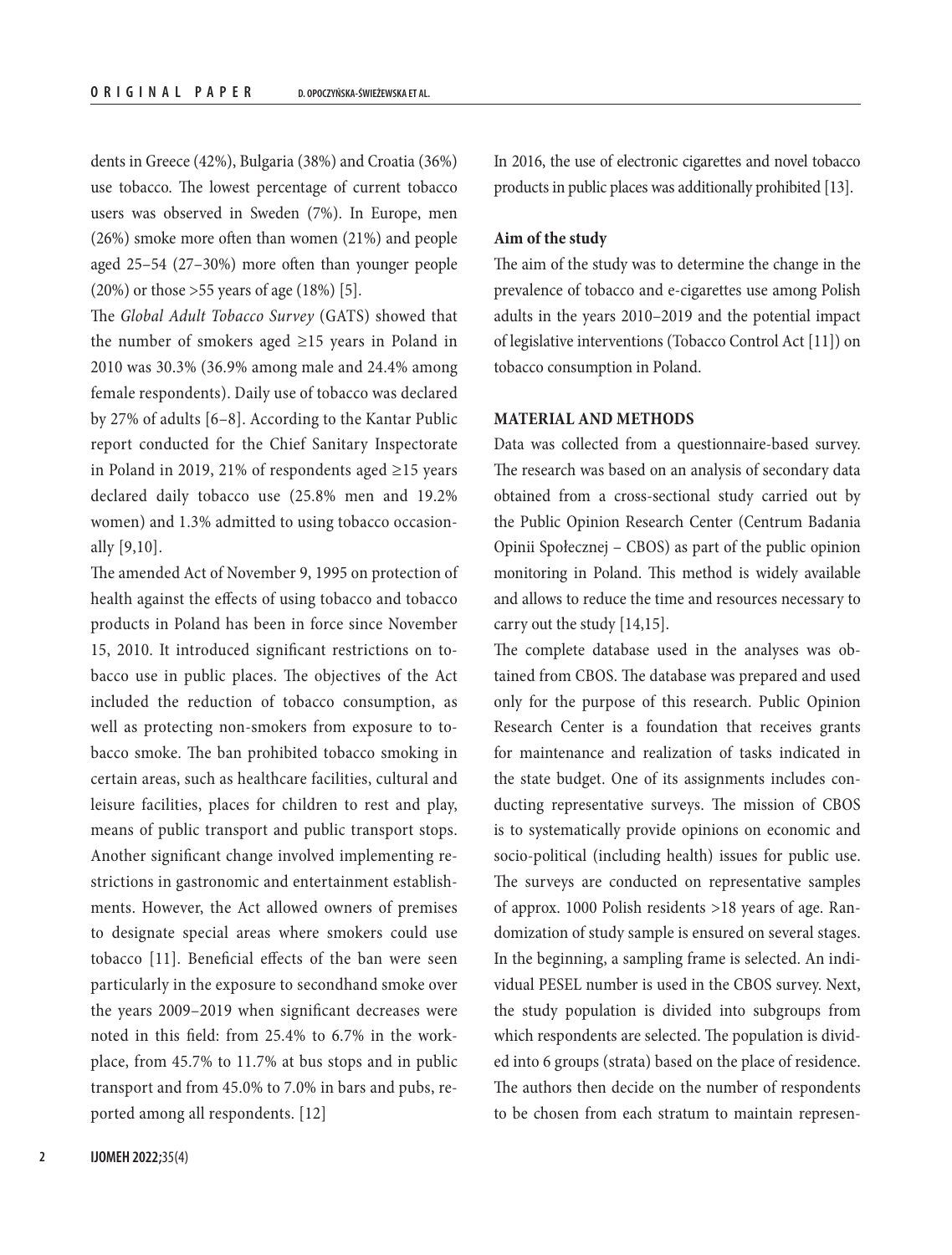dents in Greece (42%), Bulgaria (38%) and Croatia (36%) use tobacco. The lowest percentage of current tobacco users was observed in Sweden (7%). In Europe, men (26%) smoke more often than women (21%) and people aged 25–54 (27–30%) more often than younger people (20%) or those >55 years of age (18%) [5].

The *Global Adult Tobacco Survey* (GATS) showed that the number of smokers aged ≥15 years in Poland in 2010 was 30.3% (36.9% among male and 24.4% among female respondents). Daily use of tobacco was declared by 27% of adults [6–8]. According to the Kantar Public report conducted for the Chief Sanitary Inspectorate in Poland in 2019, 21% of respondents aged ≥15 years declared daily tobacco use (25.8% men and 19.2% women) and 1.3% admitted to using tobacco occasionally [9,10].

The amended Act of November 9, 1995 on protection of health against the effects of using tobacco and tobacco products in Poland has been in force since November 15, 2010. It introduced significant restrictions on tobacco use in public places. The objectives of the Act included the reduction of tobacco consumption, as well as protecting non-smokers from exposure to tobacco smoke. The ban prohibited tobacco smoking in certain areas, such as healthcare facilities, cultural and leisure facilities, places for children to rest and play, means of public transport and public transport stops. Another significant change involved implementing restrictions in gastronomic and entertainment establishments. However, the Act allowed owners of premises to designate special areas where smokers could use tobacco [11]. Beneficial effects of the ban were seen particularly in the exposure to secondhand smoke over the years 2009–2019 when significant decreases were noted in this field: from 25.4% to 6.7% in the workplace, from 45.7% to 11.7% at bus stops and in public transport and from 45.0% to 7.0% in bars and pubs, reported among all respondents. [12]

In 2016, the use of electronic cigarettes and novel tobacco products in public places was additionally prohibited [13].

### Aim of the study

The aim of the study was to determine the change in the prevalence of tobacco and e-cigarettes use among Polish adults in the years 2010–2019 and the potential impact of legislative interventions (Tobacco Control Act [11]) on tobacco consumption in Poland.

## MATERIAL AND METHODS

Data was collected from a questionnaire-based survey. The research was based on an analysis of secondary data obtained from a cross-sectional study carried out by the Public Opinion Research Center (Centrum Badania Opinii Społecznej – CBOS) as part of the public opinion monitoring in Poland. This method is widely available and allows to reduce the time and resources necessary to carry out the study [14,15].

The complete database used in the analyses was obtained from CBOS. The database was prepared and used only for the purpose of this research. Public Opinion Research Center is a foundation that receives grants for maintenance and realization of tasks indicated in the state budget. One of its assignments includes conducting representative surveys. The mission of CBOS is to systematically provide opinions on economic and socio-political (including health) issues for public use. The surveys are conducted on representative samples of approx. 1000 Polish residents >18 years of age. Randomization of study sample is ensured on several stages. In the beginning, a sampling frame is selected. An individual PESEL number is used in the CBOS survey. Next, the study population is divided into subgroups from which respondents are selected. The population is divided into 6 groups (strata) based on the place of residence. The authors then decide on the number of respondents to be chosen from each stratum to maintain represen-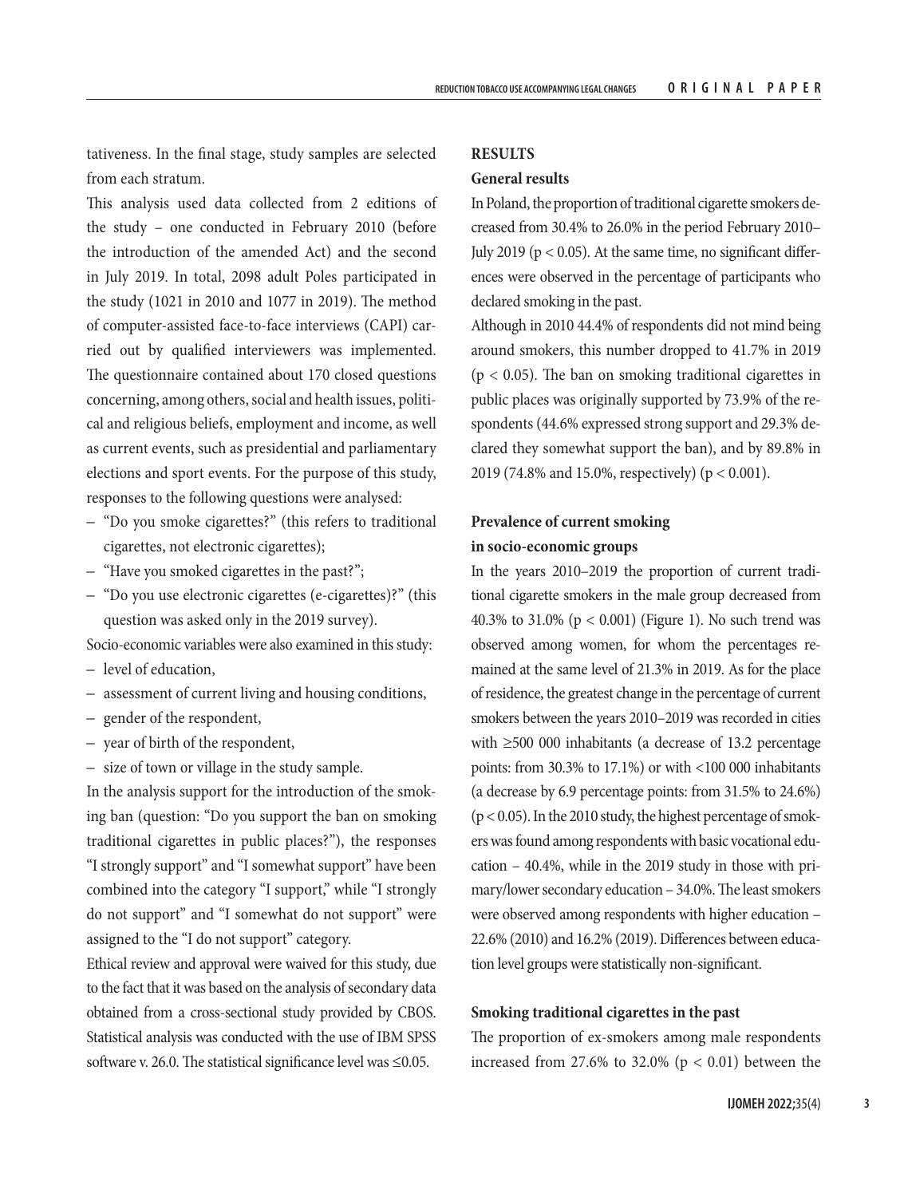tativeness. In the final stage, study samples are selected from each stratum.

This analysis used data collected from 2 editions of the study – one conducted in February 2010 (before the introduction of the amended Act) and the second in July 2019. In total, 2098 adult Poles participated in the study (1021 in 2010 and 1077 in 2019). The method of computer-assisted face-to-face interviews (CAPI) carried out by qualified interviewers was implemented. The questionnaire contained about 170 closed questions concerning, among others, social and health issues, political and religious beliefs, employment and income, as well as current events, such as presidential and parliamentary elections and sport events. For the purpose of this study, responses to the following questions were analysed:

- "Do you smoke cigarettes?" (this refers to traditional cigarettes, not electronic cigarettes);
- "Have you smoked cigarettes in the past?";
- "Do you use electronic cigarettes (e-cigarettes)?" (this question was asked only in the 2019 survey).

Socio-economic variables were also examined in this study:

- level of education,
- assessment of current living and housing conditions,
- gender of the respondent,
- year of birth of the respondent,
- size of town or village in the study sample.

In the analysis support for the introduction of the smoking ban (question: "Do you support the ban on smoking traditional cigarettes in public places?"), the responses "I strongly support" and "I somewhat support" have been combined into the category "I support," while "I strongly do not support" and "I somewhat do not support" were assigned to the "I do not support" category.

Ethical review and approval were waived for this study, due to the fact that it was based on the analysis of secondary data obtained from a cross-sectional study provided by CBOS. Statistical analysis was conducted with the use of IBM SPSS software v. 26.0. The statistical significance level was ≤0.05.

## RESULTS

### General results

In Poland, the proportion of traditional cigarette smokers decreased from 30.4% to 26.0% in the period February 2010–July 2019 ($p < 0.05$). At the same time, no significant differences were observed in the percentage of participants who declared smoking in the past.

Although in 2010 44.4% of respondents did not mind being around smokers, this number dropped to 41.7% in 2019 ($p < 0.05$). The ban on smoking traditional cigarettes in public places was originally supported by 73.9% of the respondents (44.6% expressed strong support and 29.3% declared they somewhat support the ban), and by 89.8% in 2019 (74.8% and 15.0%, respectively) ($p < 0.001$).

### Prevalence of current smoking in socio-economic groups

In the years 2010–2019 the proportion of current traditional cigarette smokers in the male group decreased from 40.3% to 31.0% ($p < 0.001$) (Figure 1). No such trend was observed among women, for whom the percentages remained at the same level of 21.3% in 2019. As for the place of residence, the greatest change in the percentage of current smokers between the years 2010–2019 was recorded in cities with ≥500 000 inhabitants (a decrease of 13.2 percentage points: from 30.3% to 17.1%) or with <100 000 inhabitants (a decrease by 6.9 percentage points: from 31.5% to 24.6%) ($p < 0.05$). In the 2010 study, the highest percentage of smokers was found among respondents with basic vocational education – 40.4%, while in the 2019 study in those with primary/lower secondary education – 34.0%. The least smokers were observed among respondents with higher education – 22.6% (2010) and 16.2% (2019). Differences between education level groups were statistically non-significant.

### Smoking traditional cigarettes in the past

The proportion of ex-smokers among male respondents increased from 27.6% to 32.0% ($p < 0.01$) between the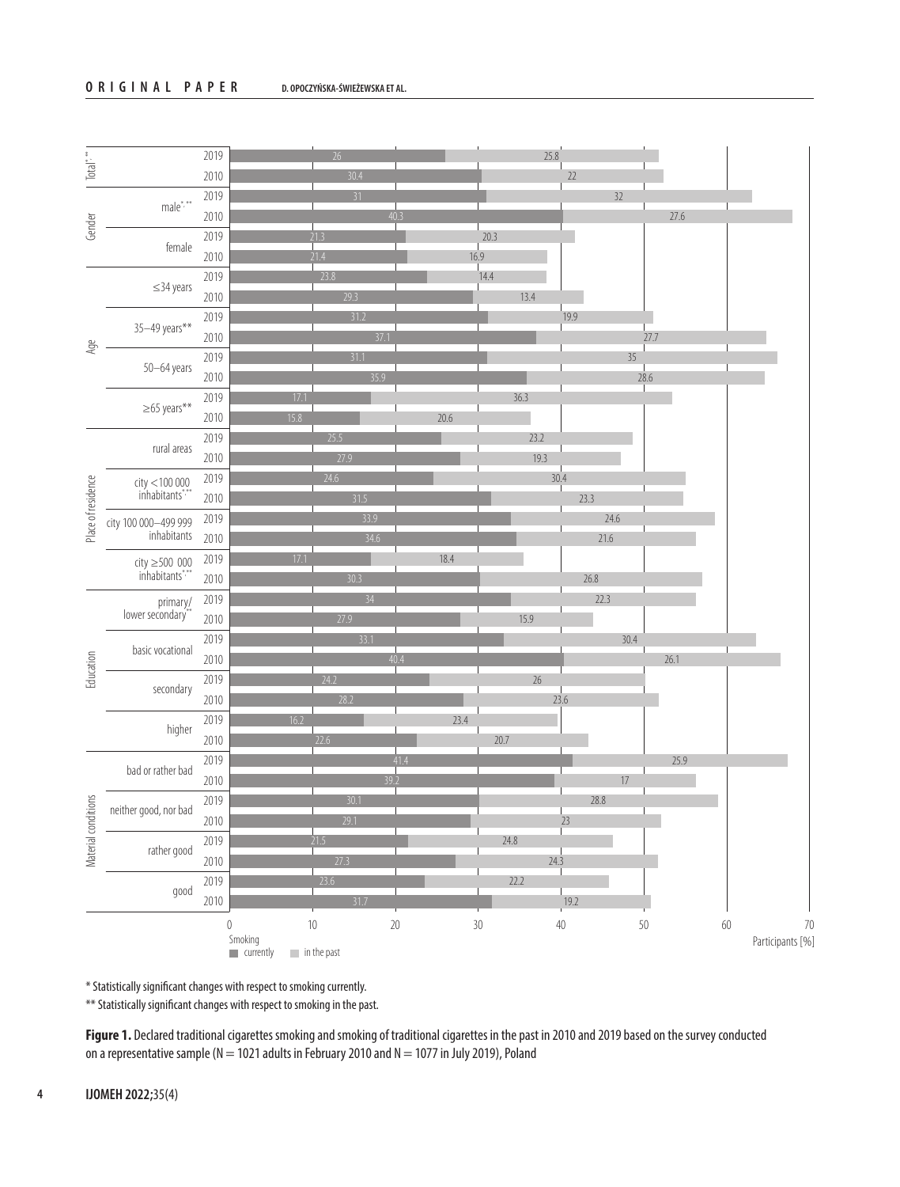| Category | Group | Year | Smoking currently (%) | Smoking in the past (%) |
|---|---|---|---|---|
| Total*,** | | 2019 | 26 | 25.8 |
| | | 2010 | 30.4 | 22 |
| Gender | male*,** | 2019 | 31 | 32 |
| | | 2010 | 40.3 | 27.6 |
| | female | 2019 | 21.3 | 20.3 |
| | | 2010 | 21.4 | 16.9 |
| Age | ≤34 years | 2019 | 23.8 | 14.4 |
| | | 2010 | 29.3 | 13.4 |
| | 35–49 years** | 2019 | 31.2 | 19.9 |
| | | 2010 | 37.1 | 27.7 |
| | 50–64 years | 2019 | 31.1 | 35 |
| | | 2010 | 35.9 | 28.6 |
| | ≥65 years** | 2019 | 17.1 | 36.3 |
| | | 2010 | 15.8 | 20.6 |
| Place of residence | rural areas | 2019 | 25.5 | 23.2 |
| | | 2010 | 27.9 | 19.3 |
| | city <100 000 inhabitants*,** | 2019 | 24.6 | 30.4 |
| | | 2010 | 31.5 | 23.3 |
| | city 100 000–499 999 inhabitants | 2019 | 33.9 | 24.6 |
| | | 2010 | 34.6 | 21.6 |
| | city ≥500 000 inhabitants*,** | 2019 | 17.1 | 18.4 |
| | | 2010 | 30.3 | 26.8 |
| Education | primary/lower secondary** | 2019 | 34 | 22.3 |
| | | 2010 | 27.9 | 15.9 |
| | basic vocational | 2019 | 33.1 | 30.4 |
| | | 2010 | 40.4 | 26.1 |
| | secondary | 2019 | 24.2 | 26 |
| | | 2010 | 28.2 | 23.6 |
| | higher | 2019 | 16.2 | 23.4 |
| | | 2010 | 22.6 | 20.7 |
| Material conditions | bad or rather bad | 2019 | 41.4 | 25.9 |
| | | 2010 | 39.2 | 17 |
| | neither good, nor bad | 2019 | 30.1 | 28.8 |
| | | 2010 | 29.1 | 23 |
| | rather good | 2019 | 21.5 | 24.8 |
| | | 2010 | 27.3 | 24.3 |
| | good | 2019 | 23.6 | 22.2 |
| | | 2010 | 31.7 | 19.2 |

Participants [%]

Smoking: currently; in the past

* Statistically significant changes with respect to smoking currently.

** Statistically significant changes with respect to smoking in the past.

**Figure 1.** Declared traditional cigarettes smoking and smoking of traditional cigarettes in the past in 2010 and 2019 based on the survey conducted on a representative sample (N = 1021 adults in February 2010 and N = 1077 in July 2019), Poland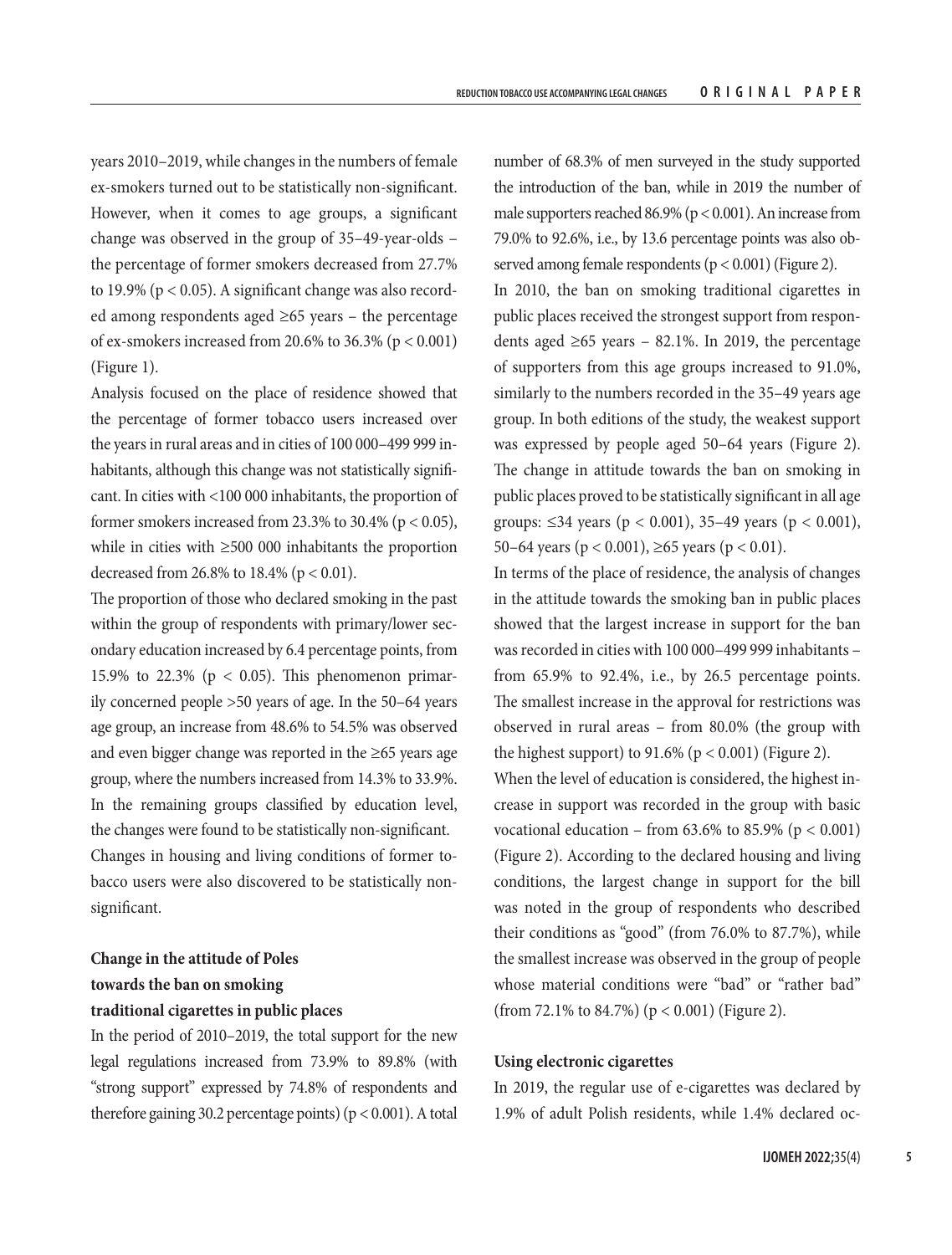years 2010–2019, while changes in the numbers of female ex-smokers turned out to be statistically non-significant. However, when it comes to age groups, a significant change was observed in the group of 35–49-year-olds – the percentage of former smokers decreased from 27.7% to 19.9% ($p < 0.05$). A significant change was also recorded among respondents aged ≥65 years – the percentage of ex-smokers increased from 20.6% to 36.3% ($p < 0.001$) (Figure 1).

Analysis focused on the place of residence showed that the percentage of former tobacco users increased over the years in rural areas and in cities of 100 000–499 999 inhabitants, although this change was not statistically significant. In cities with <100 000 inhabitants, the proportion of former smokers increased from 23.3% to 30.4% ($p < 0.05$), while in cities with ≥500 000 inhabitants the proportion decreased from 26.8% to 18.4% ($p < 0.01$).

The proportion of those who declared smoking in the past within the group of respondents with primary/lower secondary education increased by 6.4 percentage points, from 15.9% to 22.3% ($p < 0.05$). This phenomenon primarily concerned people >50 years of age. In the 50–64 years age group, an increase from 48.6% to 54.5% was observed and even bigger change was reported in the ≥65 years age group, where the numbers increased from 14.3% to 33.9%. In the remaining groups classified by education level, the changes were found to be statistically non-significant.

Changes in housing and living conditions of former tobacco users were also discovered to be statistically non-significant.

### Change in the attitude of Poles towards the ban on smoking traditional cigarettes in public places

In the period of 2010–2019, the total support for the new legal regulations increased from 73.9% to 89.8% (with "strong support" expressed by 74.8% of respondents and therefore gaining 30.2 percentage points) ($p < 0.001$). A total number of 68.3% of men surveyed in the study supported the introduction of the ban, while in 2019 the number of male supporters reached 86.9% ($p < 0.001$). An increase from 79.0% to 92.6%, i.e., by 13.6 percentage points was also observed among female respondents ($p < 0.001$) (Figure 2).

In 2010, the ban on smoking traditional cigarettes in public places received the strongest support from respondents aged ≥65 years – 82.1%. In 2019, the percentage of supporters from this age groups increased to 91.0%, similarly to the numbers recorded in the 35–49 years age group. In both editions of the study, the weakest support was expressed by people aged 50–64 years (Figure 2). The change in attitude towards the ban on smoking in public places proved to be statistically significant in all age groups: ≤34 years ($p < 0.001$), 35–49 years ($p < 0.001$), 50–64 years ($p < 0.001$), ≥65 years ($p < 0.01$).

In terms of the place of residence, the analysis of changes in the attitude towards the smoking ban in public places showed that the largest increase in support for the ban was recorded in cities with 100 000–499 999 inhabitants – from 65.9% to 92.4%, i.e., by 26.5 percentage points. The smallest increase in the approval for restrictions was observed in rural areas – from 80.0% (the group with the highest support) to 91.6% ($p < 0.001$) (Figure 2).

When the level of education is considered, the highest increase in support was recorded in the group with basic vocational education – from 63.6% to 85.9% ($p < 0.001$) (Figure 2). According to the declared housing and living conditions, the largest change in support for the bill was noted in the group of respondents who described their conditions as "good" (from 76.0% to 87.7%), while the smallest increase was observed in the group of people whose material conditions were "bad" or "rather bad" (from 72.1% to 84.7%) ($p < 0.001$) (Figure 2).

### Using electronic cigarettes

In 2019, the regular use of e-cigarettes was declared by 1.9% of adult Polish residents, while 1.4% declared oc-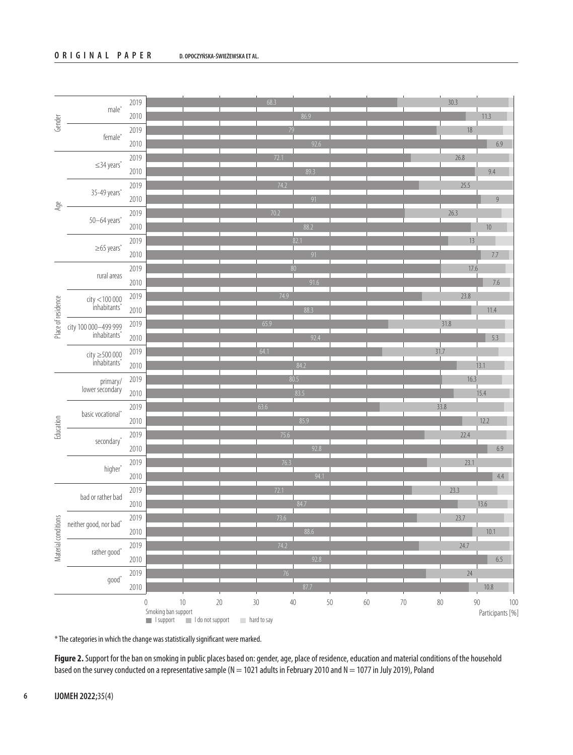| Category | Subgroup | Year | I support (%) | I do not support (%) |
|---|---|---|---|---|
| Gender | male* | 2019 | 68.3 | 30.3 |
| | | 2010 | 86.9 | 11.3 |
| | female* | 2019 | 79 | 18 |
| | | 2010 | 92.6 | 6.9 |
| Age | ≤34 years* | 2019 | 72.1 | 26.8 |
| | | 2010 | 89.3 | 9.4 |
| | 35-49 years* | 2019 | 74.2 | 25.5 |
| | | 2010 | 91 | 9 |
| | 50–64 years* | 2019 | 70.2 | 26.3 |
| | | 2010 | 88.2 | 10 |
| | ≥65 years* | 2019 | 82.1 | 13 |
| | | 2010 | 91 | 7.7 |
| Place of residence | rural areas | 2019 | 80 | 17.6 |
| | | 2010 | 91.6 | 7.6 |
| | city <100 000 inhabitants* | 2019 | 74.9 | 23.8 |
| | | 2010 | 88.3 | 11.4 |
| | city 100 000–499 999 inhabitants* | 2019 | 65.9 | 31.8 |
| | | 2010 | 92.4 | 5.3 |
| | city ≥500 000 inhabitants* | 2019 | 64.1 | 31.7 |
| | | 2010 | 84.2 | 13.1 |
| Education | primary/lower secondary | 2019 | 80.5 | 16.3 |
| | | 2010 | 83.5 | 15.4 |
| | basic vocational* | 2019 | 63.6 | 33.8 |
| | | 2010 | 85.9 | 12.2 |
| | secondary* | 2019 | 75.6 | 22.4 |
| | | 2010 | 92.8 | 6.9 |
| | higher* | 2019 | 76.3 | 23.1 |
| | | 2010 | 94.1 | 4.4 |
| Material conditions | bad or rather bad | 2019 | 72.1 | 23.3 |
| | | 2010 | 84.7 | 13.6 |
| | neither good, nor bad* | 2019 | 73.6 | 23.7 |
| | | 2010 | 88.6 | 10.1 |
| | rather good* | 2019 | 74.2 | 24.7 |
| | | 2010 | 92.8 | 6.5 |
| | good* | 2019 | 76 | 24 |
| | | 2010 | 87.7 | 10.8 |

Participants [%]

Smoking ban support: I support; I do not support; hard to say

* The categories in which the change was statistically significant were marked.

**Figure 2.** Support for the ban on smoking in public places based on: gender, age, place of residence, education and material conditions of the household based on the survey conducted on a representative sample (N = 1021 adults in February 2010 and N = 1077 in July 2019), Poland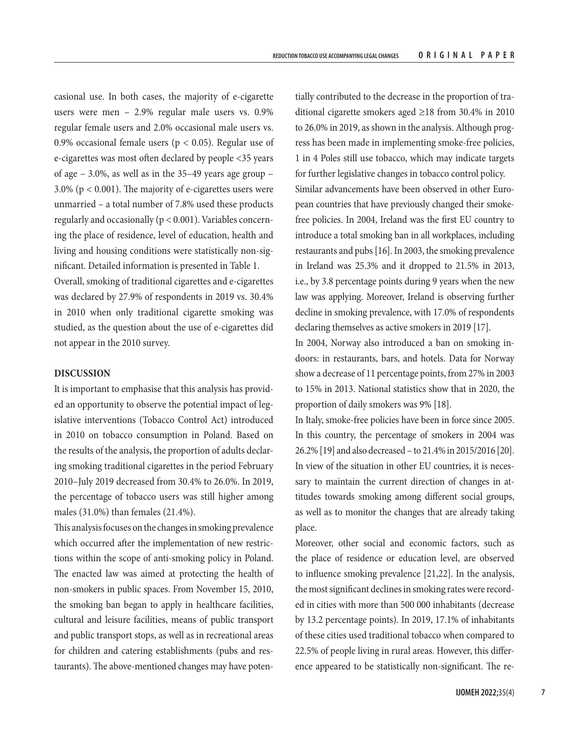casional use. In both cases, the majority of e-cigarette users were men – 2.9% regular male users vs. 0.9% regular female users and 2.0% occasional male users vs. 0.9% occasional female users ($p < 0.05$). Regular use of e-cigarettes was most often declared by people <35 years of age – 3.0%, as well as in the 35–49 years age group – 3.0% ($p < 0.001$). The majority of e-cigarettes users were unmarried – a total number of 7.8% used these products regularly and occasionally ($p < 0.001$). Variables concerning the place of residence, level of education, health and living and housing conditions were statistically non-significant. Detailed information is presented in Table 1.

Overall, smoking of traditional cigarettes and e-cigarettes was declared by 27.9% of respondents in 2019 vs. 30.4% in 2010 when only traditional cigarette smoking was studied, as the question about the use of e-cigarettes did not appear in the 2010 survey.

## DISCUSSION

It is important to emphasise that this analysis has provided an opportunity to observe the potential impact of legislative interventions (Tobacco Control Act) introduced in 2010 on tobacco consumption in Poland. Based on the results of the analysis, the proportion of adults declaring smoking traditional cigarettes in the period February 2010–July 2019 decreased from 30.4% to 26.0%. In 2019, the percentage of tobacco users was still higher among males (31.0%) than females (21.4%).

This analysis focuses on the changes in smoking prevalence which occurred after the implementation of new restrictions within the scope of anti-smoking policy in Poland. The enacted law was aimed at protecting the health of non-smokers in public spaces. From November 15, 2010, the smoking ban began to apply in healthcare facilities, cultural and leisure facilities, means of public transport and public transport stops, as well as in recreational areas for children and catering establishments (pubs and restaurants). The above-mentioned changes may have potentially contributed to the decrease in the proportion of traditional cigarette smokers aged ≥18 from 30.4% in 2010 to 26.0% in 2019, as shown in the analysis. Although progress has been made in implementing smoke-free policies, 1 in 4 Poles still use tobacco, which may indicate targets for further legislative changes in tobacco control policy.

Similar advancements have been observed in other European countries that have previously changed their smoke-free policies. In 2004, Ireland was the first EU country to introduce a total smoking ban in all workplaces, including restaurants and pubs [16]. In 2003, the smoking prevalence in Ireland was 25.3% and it dropped to 21.5% in 2013, i.e., by 3.8 percentage points during 9 years when the new law was applying. Moreover, Ireland is observing further decline in smoking prevalence, with 17.0% of respondents declaring themselves as active smokers in 2019 [17].

In 2004, Norway also introduced a ban on smoking indoors: in restaurants, bars, and hotels. Data for Norway show a decrease of 11 percentage points, from 27% in 2003 to 15% in 2013. National statistics show that in 2020, the proportion of daily smokers was 9% [18].

In Italy, smoke-free policies have been in force since 2005. In this country, the percentage of smokers in 2004 was 26.2% [19] and also decreased – to 21.4% in 2015/2016 [20]. In view of the situation in other EU countries, it is necessary to maintain the current direction of changes in attitudes towards smoking among different social groups, as well as to monitor the changes that are already taking place.

Moreover, other social and economic factors, such as the place of residence or education level, are observed to influence smoking prevalence [21,22]. In the analysis, the most significant declines in smoking rates were recorded in cities with more than 500 000 inhabitants (decrease by 13.2 percentage points). In 2019, 17.1% of inhabitants of these cities used traditional tobacco when compared to 22.5% of people living in rural areas. However, this difference appeared to be statistically non-significant. The re-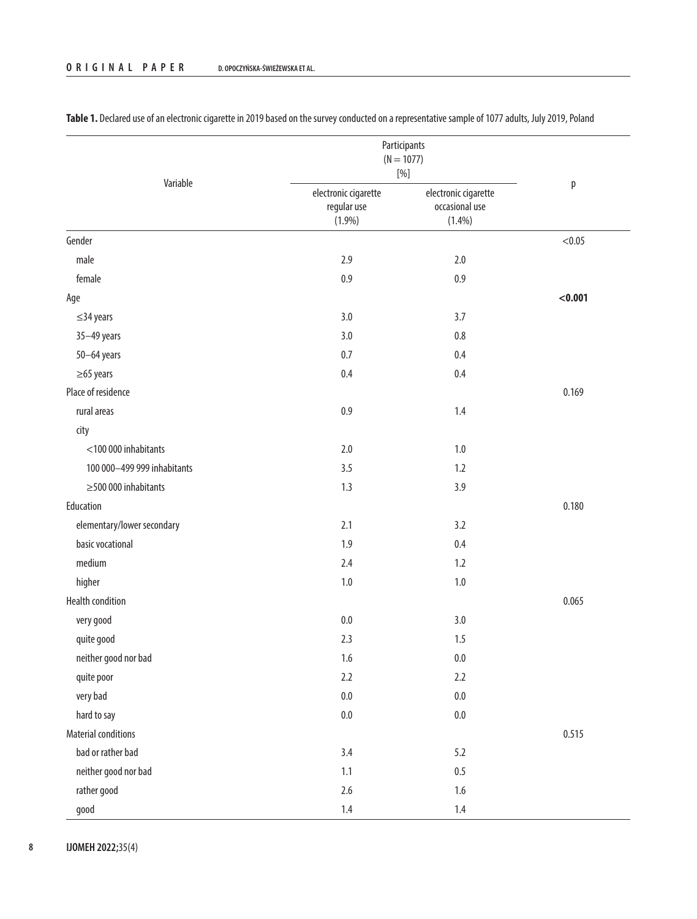**Table 1.** Declared use of an electronic cigarette in 2019 based on the survey conducted on a representative sample of 1077 adults, July 2019, Poland

| Variable | Participants (N = 1077) [%] | | p |
|---|---|---|---|
| | electronic cigarette regular use (1.9%) | electronic cigarette occasional use (1.4%) | |
| Gender | | | <0.05 |
| male | 2.9 | 2.0 | |
| female | 0.9 | 0.9 | |
| Age | | | **<0.001** |
| ≤34 years | 3.0 | 3.7 | |
| 35–49 years | 3.0 | 0.8 | |
| 50–64 years | 0.7 | 0.4 | |
| ≥65 years | 0.4 | 0.4 | |
| Place of residence | | | 0.169 |
| rural areas | 0.9 | 1.4 | |
| city | | | |
| <100 000 inhabitants | 2.0 | 1.0 | |
| 100 000–499 999 inhabitants | 3.5 | 1.2 | |
| ≥500 000 inhabitants | 1.3 | 3.9 | |
| Education | | | 0.180 |
| elementary/lower secondary | 2.1 | 3.2 | |
| basic vocational | 1.9 | 0.4 | |
| medium | 2.4 | 1.2 | |
| higher | 1.0 | 1.0 | |
| Health condition | | | 0.065 |
| very good | 0.0 | 3.0 | |
| quite good | 2.3 | 1.5 | |
| neither good nor bad | 1.6 | 0.0 | |
| quite poor | 2.2 | 2.2 | |
| very bad | 0.0 | 0.0 | |
| hard to say | 0.0 | 0.0 | |
| Material conditions | | | 0.515 |
| bad or rather bad | 3.4 | 5.2 | |
| neither good nor bad | 1.1 | 0.5 | |
| rather good | 2.6 | 1.6 | |
| good | 1.4 | 1.4 | |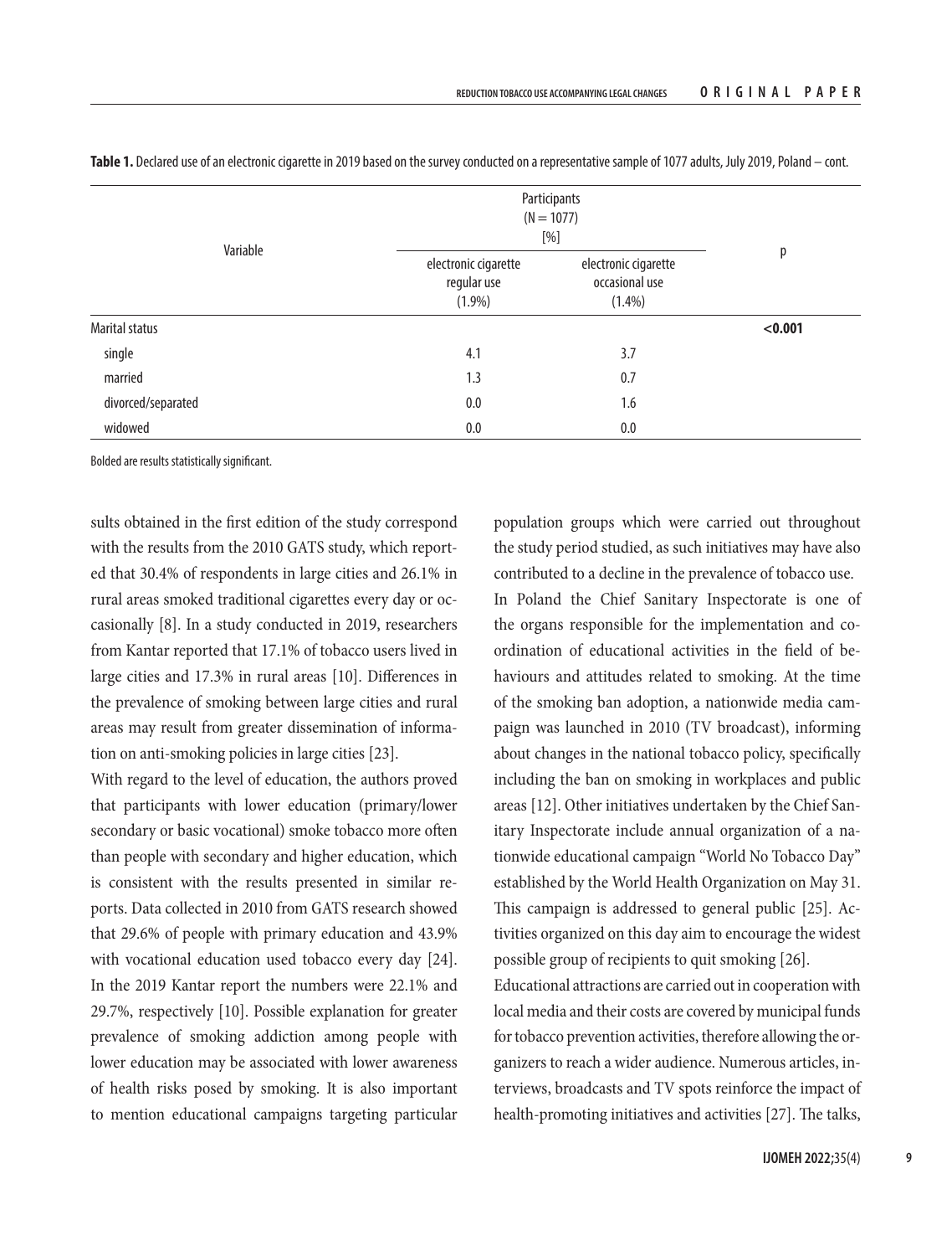**Table 1.** Declared use of an electronic cigarette in 2019 based on the survey conducted on a representative sample of 1077 adults, July 2019, Poland – cont.

| Variable | Participants (N = 1077) [%] | | p |
|---|---|---|---|
| | electronic cigarette regular use (1.9%) | electronic cigarette occasional use (1.4%) | |
| Marital status | | | **<0.001** |
| single | 4.1 | 3.7 | |
| married | 1.3 | 0.7 | |
| divorced/separated | 0.0 | 1.6 | |
| widowed | 0.0 | 0.0 | |

Bolded are results statistically significant.

sults obtained in the first edition of the study correspond with the results from the 2010 GATS study, which reported that 30.4% of respondents in large cities and 26.1% in rural areas smoked traditional cigarettes every day or occasionally [8]. In a study conducted in 2019, researchers from Kantar reported that 17.1% of tobacco users lived in large cities and 17.3% in rural areas [10]. Differences in the prevalence of smoking between large cities and rural areas may result from greater dissemination of information on anti-smoking policies in large cities [23].

With regard to the level of education, the authors proved that participants with lower education (primary/lower secondary or basic vocational) smoke tobacco more often than people with secondary and higher education, which is consistent with the results presented in similar reports. Data collected in 2010 from GATS research showed that 29.6% of people with primary education and 43.9% with vocational education used tobacco every day [24]. In the 2019 Kantar report the numbers were 22.1% and 29.7%, respectively [10]. Possible explanation for greater prevalence of smoking addiction among people with lower education may be associated with lower awareness of health risks posed by smoking. It is also important to mention educational campaigns targeting particular population groups which were carried out throughout the study period studied, as such initiatives may have also contributed to a decline in the prevalence of tobacco use.

In Poland the Chief Sanitary Inspectorate is one of the organs responsible for the implementation and coordination of educational activities in the field of behaviours and attitudes related to smoking. At the time of the smoking ban adoption, a nationwide media campaign was launched in 2010 (TV broadcast), informing about changes in the national tobacco policy, specifically including the ban on smoking in workplaces and public areas [12]. Other initiatives undertaken by the Chief Sanitary Inspectorate include annual organization of a nationwide educational campaign "World No Tobacco Day" established by the World Health Organization on May 31. This campaign is addressed to general public [25]. Activities organized on this day aim to encourage the widest possible group of recipients to quit smoking [26].

Educational attractions are carried out in cooperation with local media and their costs are covered by municipal funds for tobacco prevention activities, therefore allowing the organizers to reach a wider audience. Numerous articles, interviews, broadcasts and TV spots reinforce the impact of health-promoting initiatives and activities [27]. The talks,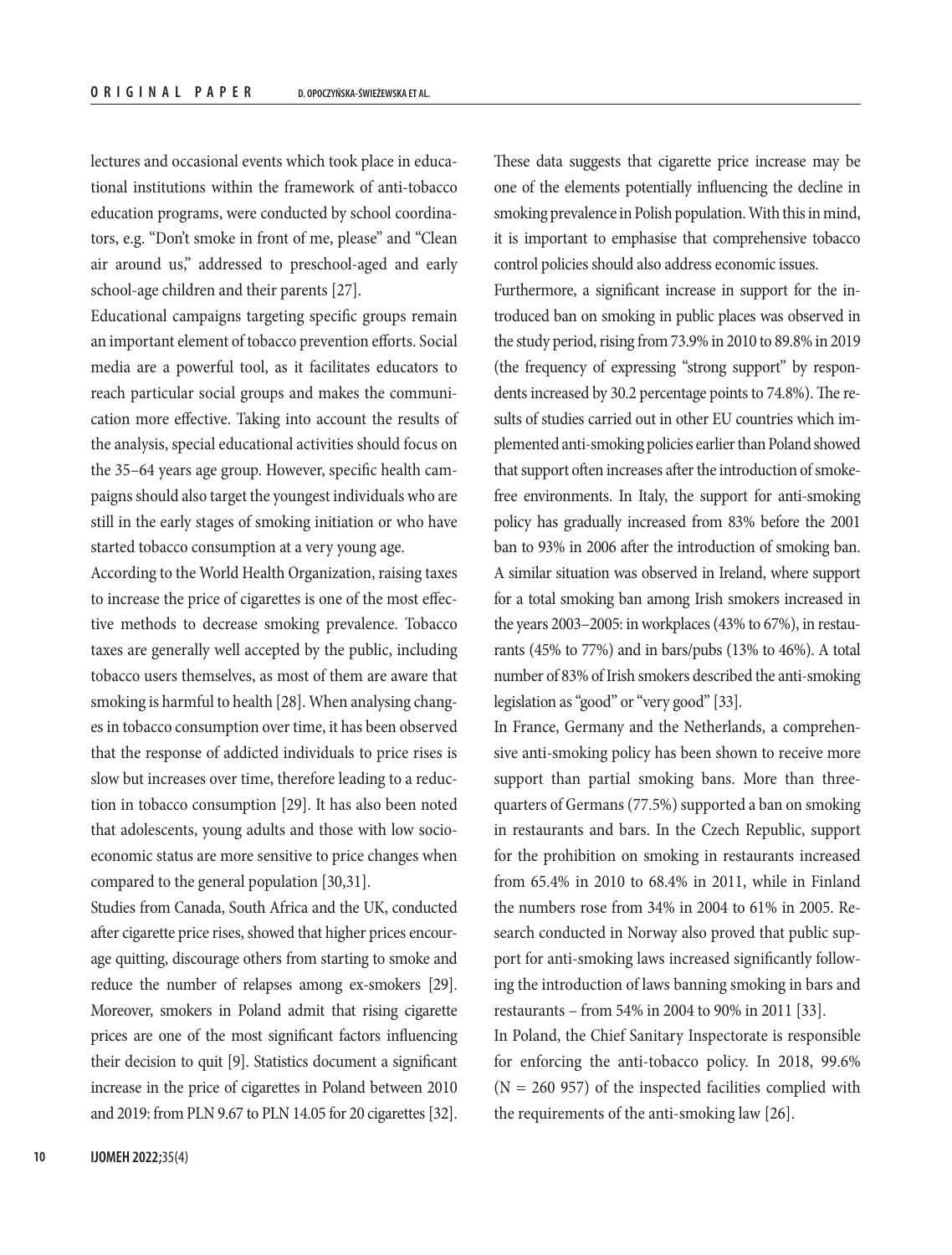lectures and occasional events which took place in educational institutions within the framework of anti-tobacco education programs, were conducted by school coordinators, e.g. "Don't smoke in front of me, please" and "Clean air around us," addressed to preschool-aged and early school-age children and their parents [27].

Educational campaigns targeting specific groups remain an important element of tobacco prevention efforts. Social media are a powerful tool, as it facilitates educators to reach particular social groups and makes the communication more effective. Taking into account the results of the analysis, special educational activities should focus on the 35–64 years age group. However, specific health campaigns should also target the youngest individuals who are still in the early stages of smoking initiation or who have started tobacco consumption at a very young age.

According to the World Health Organization, raising taxes to increase the price of cigarettes is one of the most effective methods to decrease smoking prevalence. Tobacco taxes are generally well accepted by the public, including tobacco users themselves, as most of them are aware that smoking is harmful to health [28]. When analysing changes in tobacco consumption over time, it has been observed that the response of addicted individuals to price rises is slow but increases over time, therefore leading to a reduction in tobacco consumption [29]. It has also been noted that adolescents, young adults and those with low socioeconomic status are more sensitive to price changes when compared to the general population [30,31].

Studies from Canada, South Africa and the UK, conducted after cigarette price rises, showed that higher prices encourage quitting, discourage others from starting to smoke and reduce the number of relapses among ex-smokers [29]. Moreover, smokers in Poland admit that rising cigarette prices are one of the most significant factors influencing their decision to quit [9]. Statistics document a significant increase in the price of cigarettes in Poland between 2010 and 2019: from PLN 9.67 to PLN 14.05 for 20 cigarettes [32]. These data suggests that cigarette price increase may be one of the elements potentially influencing the decline in smoking prevalence in Polish population. With this in mind, it is important to emphasise that comprehensive tobacco control policies should also address economic issues.

Furthermore, a significant increase in support for the introduced ban on smoking in public places was observed in the study period, rising from 73.9% in 2010 to 89.8% in 2019 (the frequency of expressing "strong support" by respondents increased by 30.2 percentage points to 74.8%). The results of studies carried out in other EU countries which implemented anti-smoking policies earlier than Poland showed that support often increases after the introduction of smoke-free environments. In Italy, the support for anti-smoking policy has gradually increased from 83% before the 2001 ban to 93% in 2006 after the introduction of smoking ban. A similar situation was observed in Ireland, where support for a total smoking ban among Irish smokers increased in the years 2003–2005: in workplaces (43% to 67%), in restaurants (45% to 77%) and in bars/pubs (13% to 46%). A total number of 83% of Irish smokers described the anti-smoking legislation as "good" or "very good" [33].

In France, Germany and the Netherlands, a comprehensive anti-smoking policy has been shown to receive more support than partial smoking bans. More than three-quarters of Germans (77.5%) supported a ban on smoking in restaurants and bars. In the Czech Republic, support for the prohibition on smoking in restaurants increased from 65.4% in 2010 to 68.4% in 2011, while in Finland the numbers rose from 34% in 2004 to 61% in 2005. Research conducted in Norway also proved that public support for anti-smoking laws increased significantly following the introduction of laws banning smoking in bars and restaurants – from 54% in 2004 to 90% in 2011 [33].

In Poland, the Chief Sanitary Inspectorate is responsible for enforcing the anti-tobacco policy. In 2018, 99.6% (N = 260 957) of the inspected facilities complied with the requirements of the anti-smoking law [26].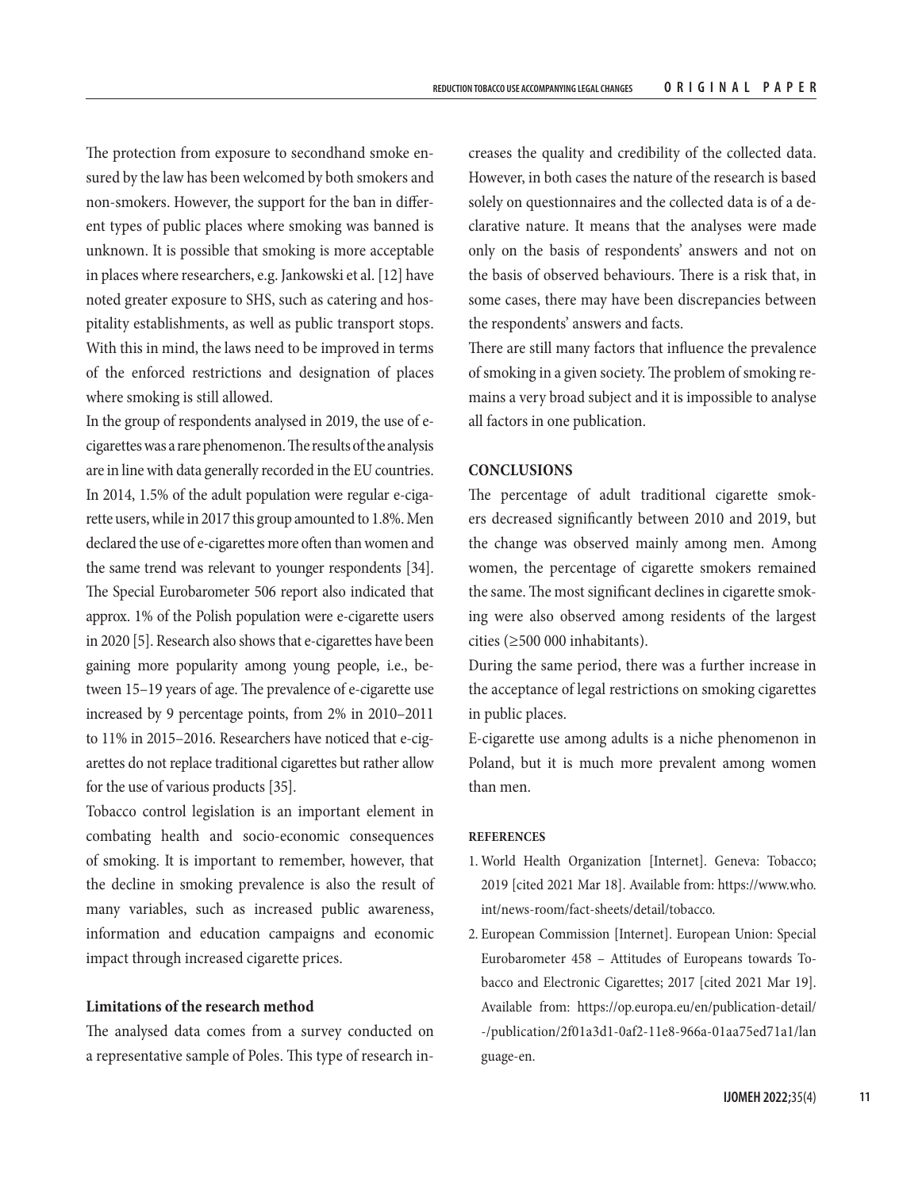The protection from exposure to secondhand smoke ensured by the law has been welcomed by both smokers and non-smokers. However, the support for the ban in different types of public places where smoking was banned is unknown. It is possible that smoking is more acceptable in places where researchers, e.g. Jankowski et al. [12] have noted greater exposure to SHS, such as catering and hospitality establishments, as well as public transport stops. With this in mind, the laws need to be improved in terms of the enforced restrictions and designation of places where smoking is still allowed.

In the group of respondents analysed in 2019, the use of e-cigarettes was a rare phenomenon. The results of the analysis are in line with data generally recorded in the EU countries. In 2014, 1.5% of the adult population were regular e-cigarette users, while in 2017 this group amounted to 1.8%. Men declared the use of e-cigarettes more often than women and the same trend was relevant to younger respondents [34]. The Special Eurobarometer 506 report also indicated that approx. 1% of the Polish population were e-cigarette users in 2020 [5]. Research also shows that e-cigarettes have been gaining more popularity among young people, i.e., between 15–19 years of age. The prevalence of e-cigarette use increased by 9 percentage points, from 2% in 2010–2011 to 11% in 2015–2016. Researchers have noticed that e-cigarettes do not replace traditional cigarettes but rather allow for the use of various products [35].

Tobacco control legislation is an important element in combating health and socio-economic consequences of smoking. It is important to remember, however, that the decline in smoking prevalence is also the result of many variables, such as increased public awareness, information and education campaigns and economic impact through increased cigarette prices.

### Limitations of the research method

The analysed data comes from a survey conducted on a representative sample of Poles. This type of research increases the quality and credibility of the collected data. However, in both cases the nature of the research is based solely on questionnaires and the collected data is of a declarative nature. It means that the analyses were made only on the basis of respondents' answers and not on the basis of observed behaviours. There is a risk that, in some cases, there may have been discrepancies between the respondents' answers and facts.

There are still many factors that influence the prevalence of smoking in a given society. The problem of smoking remains a very broad subject and it is impossible to analyse all factors in one publication.

## CONCLUSIONS

The percentage of adult traditional cigarette smokers decreased significantly between 2010 and 2019, but the change was observed mainly among men. Among women, the percentage of cigarette smokers remained the same. The most significant declines in cigarette smoking were also observed among residents of the largest cities (≥500 000 inhabitants).

During the same period, there was a further increase in the acceptance of legal restrictions on smoking cigarettes in public places.

E-cigarette use among adults is a niche phenomenon in Poland, but it is much more prevalent among women than men.

## REFERENCES

1. World Health Organization [Internet]. Geneva: Tobacco; 2019 [cited 2021 Mar 18]. Available from: https://www.who.int/news-room/fact-sheets/detail/tobacco.
2. European Commission [Internet]. European Union: Special Eurobarometer 458 – Attitudes of Europeans towards Tobacco and Electronic Cigarettes; 2017 [cited 2021 Mar 19]. Available from: https://op.europa.eu/en/publication-detail/-/publication/2f01a3d1-0af2-11e8-966a-01aa75ed71a1/language-en.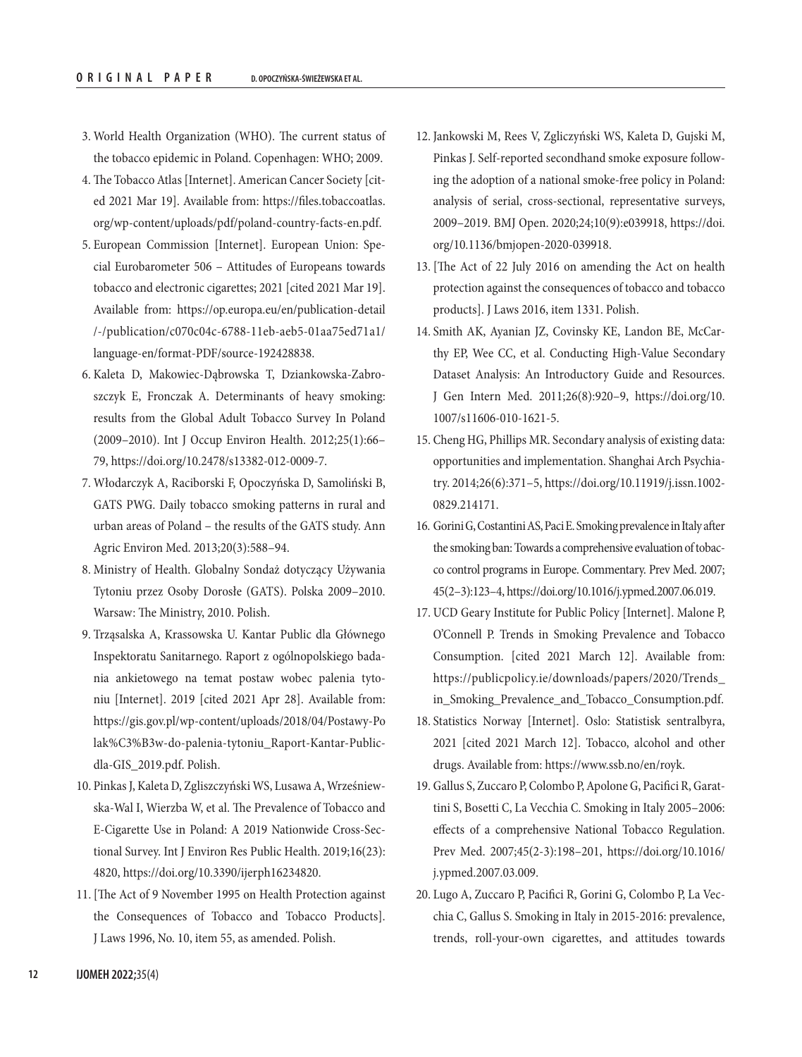3. World Health Organization (WHO). The current status of the tobacco epidemic in Poland. Copenhagen: WHO; 2009.
4. The Tobacco Atlas [Internet]. American Cancer Society [cited 2021 Mar 19]. Available from: https://files.tobaccoatlas.org/wp-content/uploads/pdf/poland-country-facts-en.pdf.
5. European Commission [Internet]. European Union: Special Eurobarometer 506 – Attitudes of Europeans towards tobacco and electronic cigarettes; 2021 [cited 2021 Mar 19]. Available from: https://op.europa.eu/en/publication-detail/-/publication/c070c04c-6788-11eb-aeb5-01aa75ed71a1/language-en/format-PDF/source-192428838.
6. Kaleta D, Makowiec-Dąbrowska T, Dziankowska-Zaborszczyk E, Fronczak A. Determinants of heavy smoking: results from the Global Adult Tobacco Survey In Poland (2009–2010). Int J Occup Environ Health. 2012;25(1):66–79, https://doi.org/10.2478/s13382-012-0009-7.
7. Włodarczyk A, Raciborski F, Opoczyńska D, Samoliński B, GATS PWG. Daily tobacco smoking patterns in rural and urban areas of Poland – the results of the GATS study. Ann Agric Environ Med. 2013;20(3):588–94.
8. Ministry of Health. Globalny Sondaż dotyczący Używania Tytoniu przez Osoby Dorosłe (GATS). Polska 2009–2010. Warsaw: The Ministry, 2010. Polish.
9. Trząsalska A, Krassowska U. Kantar Public dla Głównego Inspektoratu Sanitarnego. Raport z ogólnopolskiego badania ankietowego na temat postaw wobec palenia tytoniu [Internet]. 2019 [cited 2021 Apr 28]. Available from: https://gis.gov.pl/wp-content/uploads/2018/04/Postawy-Polak%C3%B3w-do-palenia-tytoniu_Raport-Kantar-Public-dla-GIS_2019.pdf. Polish.
10. Pinkas J, Kaleta D, Zgliszczyński WS, Lusawa A, Wrześniewska-Wal I, Wierzba W, et al. The Prevalence of Tobacco and E-Cigarette Use in Poland: A 2019 Nationwide Cross-Sectional Survey. Int J Environ Res Public Health. 2019;16(23):4820, https://doi.org/10.3390/ijerph16234820.
11. [The Act of 9 November 1995 on Health Protection against the Consequences of Tobacco and Tobacco Products]. J Laws 1996, No. 10, item 55, as amended. Polish.
12. Jankowski M, Rees V, Zgliczyński WS, Kaleta D, Gujski M, Pinkas J. Self-reported secondhand smoke exposure following the adoption of a national smoke-free policy in Poland: analysis of serial, cross-sectional, representative surveys, 2009–2019. BMJ Open. 2020;24;10(9):e039918, https://doi.org/10.1136/bmjopen-2020-039918.
13. [The Act of 22 July 2016 on amending the Act on health protection against the consequences of tobacco and tobacco products]. J Laws 2016, item 1331. Polish.
14. Smith AK, Ayanian JZ, Covinsky KE, Landon BE, McCarthy EP, Wee CC, et al. Conducting High-Value Secondary Dataset Analysis: An Introductory Guide and Resources. J Gen Intern Med. 2011;26(8):920–9, https://doi.org/10.1007/s11606-010-1621-5.
15. Cheng HG, Phillips MR. Secondary analysis of existing data: opportunities and implementation. Shanghai Arch Psychiatry. 2014;26(6):371–5, https://doi.org/10.11919/j.issn.1002-0829.214171.
16. Gorini G, Costantini AS, Paci E. Smoking prevalence in Italy after the smoking ban: Towards a comprehensive evaluation of tobacco control programs in Europe. Commentary. Prev Med. 2007;45(2–3):123–4, https://doi.org/10.1016/j.ypmed.2007.06.019.
17. UCD Geary Institute for Public Policy [Internet]. Malone P, O'Connell P. Trends in Smoking Prevalence and Tobacco Consumption. [cited 2021 March 12]. Available from: https://publicpolicy.ie/downloads/papers/2020/Trends_in_Smoking_Prevalence_and_Tobacco_Consumption.pdf.
18. Statistics Norway [Internet]. Oslo: Statistisk sentralbyra, 2021 [cited 2021 March 12]. Tobacco, alcohol and other drugs. Available from: https://www.ssb.no/en/royk.
19. Gallus S, Zuccaro P, Colombo P, Apolone G, Pacifici R, Garattini S, Bosetti C, La Vecchia C. Smoking in Italy 2005–2006: effects of a comprehensive National Tobacco Regulation. Prev Med. 2007;45(2-3):198–201, https://doi.org/10.1016/j.ypmed.2007.03.009.
20. Lugo A, Zuccaro P, Pacifici R, Gorini G, Colombo P, La Vecchia C, Gallus S. Smoking in Italy in 2015-2016: prevalence, trends, roll-your-own cigarettes, and attitudes towards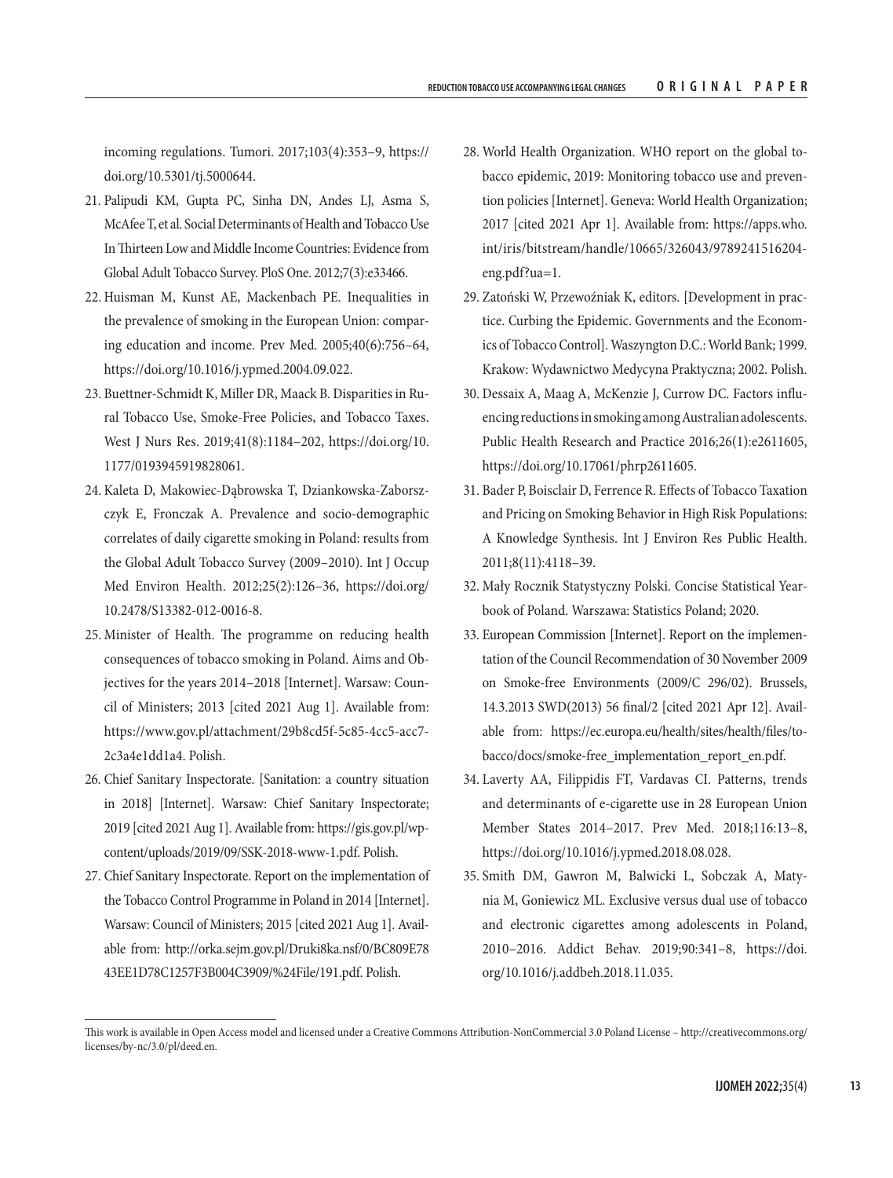incoming regulations. Tumori. 2017;103(4):353–9, https://doi.org/10.5301/tj.5000644.

21. Palipudi KM, Gupta PC, Sinha DN, Andes LJ, Asma S, McAfee T, et al. Social Determinants of Health and Tobacco Use In Thirteen Low and Middle Income Countries: Evidence from Global Adult Tobacco Survey. PloS One. 2012;7(3):e33466.
22. Huisman M, Kunst AE, Mackenbach PE. Inequalities in the prevalence of smoking in the European Union: comparing education and income. Prev Med. 2005;40(6):756–64, https://doi.org/10.1016/j.ypmed.2004.09.022.
23. Buettner-Schmidt K, Miller DR, Maack B. Disparities in Rural Tobacco Use, Smoke-Free Policies, and Tobacco Taxes. West J Nurs Res. 2019;41(8):1184–202, https://doi.org/10.1177/0193945919828061.
24. Kaleta D, Makowiec-Dąbrowska T, Dziankowska-Zaborszczyk E, Fronczak A. Prevalence and socio-demographic correlates of daily cigarette smoking in Poland: results from the Global Adult Tobacco Survey (2009–2010). Int J Occup Med Environ Health. 2012;25(2):126–36, https://doi.org/10.2478/S13382-012-0016-8.
25. Minister of Health. The programme on reducing health consequences of tobacco smoking in Poland. Aims and Objectives for the years 2014–2018 [Internet]. Warsaw: Council of Ministers; 2013 [cited 2021 Aug 1]. Available from: https://www.gov.pl/attachment/29b8cd5f-5c85-4cc5-acc7-2c3a4e1dd1a4. Polish.
26. Chief Sanitary Inspectorate. [Sanitation: a country situation in 2018] [Internet]. Warsaw: Chief Sanitary Inspectorate; 2019 [cited 2021 Aug 1]. Available from: https://gis.gov.pl/wp-content/uploads/2019/09/SSK-2018-www-1.pdf. Polish.
27. Chief Sanitary Inspectorate. Report on the implementation of the Tobacco Control Programme in Poland in 2014 [Internet]. Warsaw: Council of Ministers; 2015 [cited 2021 Aug 1]. Available from: http://orka.sejm.gov.pl/Druki8ka.nsf/0/BC809E7843EE1D78C1257F3B004C3909/%24File/191.pdf. Polish.
28. World Health Organization. WHO report on the global tobacco epidemic, 2019: Monitoring tobacco use and prevention policies [Internet]. Geneva: World Health Organization; 2017 [cited 2021 Apr 1]. Available from: https://apps.who.int/iris/bitstream/handle/10665/326043/9789241516204-eng.pdf?ua=1.
29. Zatoński W, Przewoźniak K, editors. [Development in practice. Curbing the Epidemic. Governments and the Economics of Tobacco Control]. Waszyngton D.C.: World Bank; 1999. Krakow: Wydawnictwo Medycyna Praktyczna; 2002. Polish.
30. Dessaix A, Maag A, McKenzie J, Currow DC. Factors influencing reductions in smoking among Australian adolescents. Public Health Research and Practice 2016;26(1):e2611605, https://doi.org/10.17061/phrp2611605.
31. Bader P, Boisclair D, Ferrence R. Effects of Tobacco Taxation and Pricing on Smoking Behavior in High Risk Populations: A Knowledge Synthesis. Int J Environ Res Public Health. 2011;8(11):4118–39.
32. Mały Rocznik Statystyczny Polski. Concise Statistical Yearbook of Poland. Warszawa: Statistics Poland; 2020.
33. European Commission [Internet]. Report on the implementation of the Council Recommendation of 30 November 2009 on Smoke-free Environments (2009/C 296/02). Brussels, 14.3.2013 SWD(2013) 56 final/2 [cited 2021 Apr 12]. Available from: https://ec.europa.eu/health/sites/health/files/tobacco/docs/smoke-free_implementation_report_en.pdf.
34. Laverty AA, Filippidis FT, Vardavas CI. Patterns, trends and determinants of e-cigarette use in 28 European Union Member States 2014–2017. Prev Med. 2018;116:13–8, https://doi.org/10.1016/j.ypmed.2018.08.028.
35. Smith DM, Gawron M, Balwicki L, Sobczak A, Matynia M, Goniewicz ML. Exclusive versus dual use of tobacco and electronic cigarettes among adolescents in Poland, 2010–2016. Addict Behav. 2019;90:341–8, https://doi.org/10.1016/j.addbeh.2018.11.035.

This work is available in Open Access model and licensed under a Creative Commons Attribution-NonCommercial 3.0 Poland License – http://creativecommons.org/licenses/by-nc/3.0/pl/deed.en.